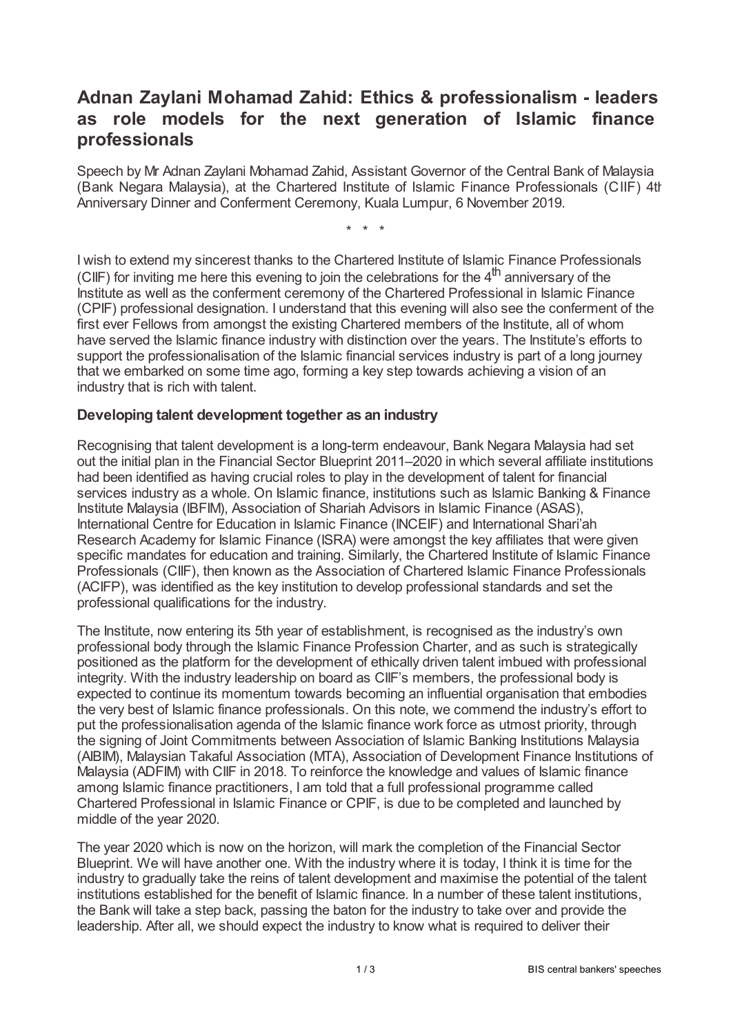# Adnan Zaylani Mohamad Zahid: Ethics & professionalism - leaders as role models for the next generation of Islamic finance professionals

Speech by Mr Adnan Zaylani Mohamad Zahid, Assistant Governor of the Central Bank of Malaysia (Bank Negara Malaysia), at the Chartered Institute of Islamic Finance Professionals (CIIF) 4th Anniversary Dinner and Conferment Ceremony, Kuala Lumpur, 6 November 2019.

\* \* \*

I wish to extend my sincerest thanks to the Chartered Institute of Islamic Finance Professionals (CIIF) for inviting me here this evening to join the celebrations for the 4th anniversary of the Institute as well as the conferment ceremony of the Chartered Professional in Islamic Finance (CPIF) professional designation. I understand that this evening will also see the conferment of the first ever Fellows from amongst the existing Chartered members of the Institute, all of whom have served the Islamic finance industry with distinction over the years. The Institute's efforts to support the professionalisation of the Islamic financial services industry is part of a long journey that we embarked on some time ago, forming a key step towards achieving a vision of an industry that is rich with talent.

### Developing talent development together as an industry

Recognising that talent development is a long-term endeavour, Bank Negara Malaysia had set out the initial plan in the Financial Sector Blueprint 2011–2020 in which several affiliate institutions had been identified as having crucial roles to play in the development of talent for financial services industry as a whole. On Islamic finance, institutions such as Islamic Banking & Finance Institute Malaysia (IBFIM), Association of Shariah Advisors in Islamic Finance (ASAS), International Centre for Education in Islamic Finance (INCEIF) and International Shari'ah Research Academy for Islamic Finance (ISRA) were amongst the key affiliates that were given specific mandates for education and training. Similarly, the Chartered Institute of Islamic Finance Professionals (CIIF), then known as the Association of Chartered Islamic Finance Professionals (ACIFP), was identified as the key institution to develop professional standards and set the professional qualifications for the industry.

The Institute, now entering its 5th year of establishment, is recognised as the industry's own professional body through the Islamic Finance Profession Charter, and as such is strategically positioned as the platform for the development of ethically driven talent imbued with professional integrity. With the industry leadership on board as CIIF's members, the professional body is expected to continue its momentum towards becoming an influential organisation that embodies the very best of Islamic finance professionals. On this note, we commend the industry's effort to put the professionalisation agenda of the Islamic finance work force as utmost priority, through the signing of Joint Commitments between Association of Islamic Banking Institutions Malaysia (AIBIM), Malaysian Takaful Association (MTA), Association of Development Finance Institutions of Malaysia (ADFIM) with CIIF in 2018. To reinforce the knowledge and values of Islamic finance among Islamic finance practitioners, I am told that a full professional programme called Chartered Professional in Islamic Finance or CPIF, is due to be completed and launched by middle of the year 2020.

The year 2020 which is now on the horizon, will mark the completion of the Financial Sector Blueprint. We will have another one. With the industry where it is today, I think it is time for the industry to gradually take the reins of talent development and maximise the potential of the talent institutions established for the benefit of Islamic finance. In a number of these talent institutions, the Bank will take a step back, passing the baton for the industry to take over and provide the leadership. After all, we should expect the industry to know what is required to deliver their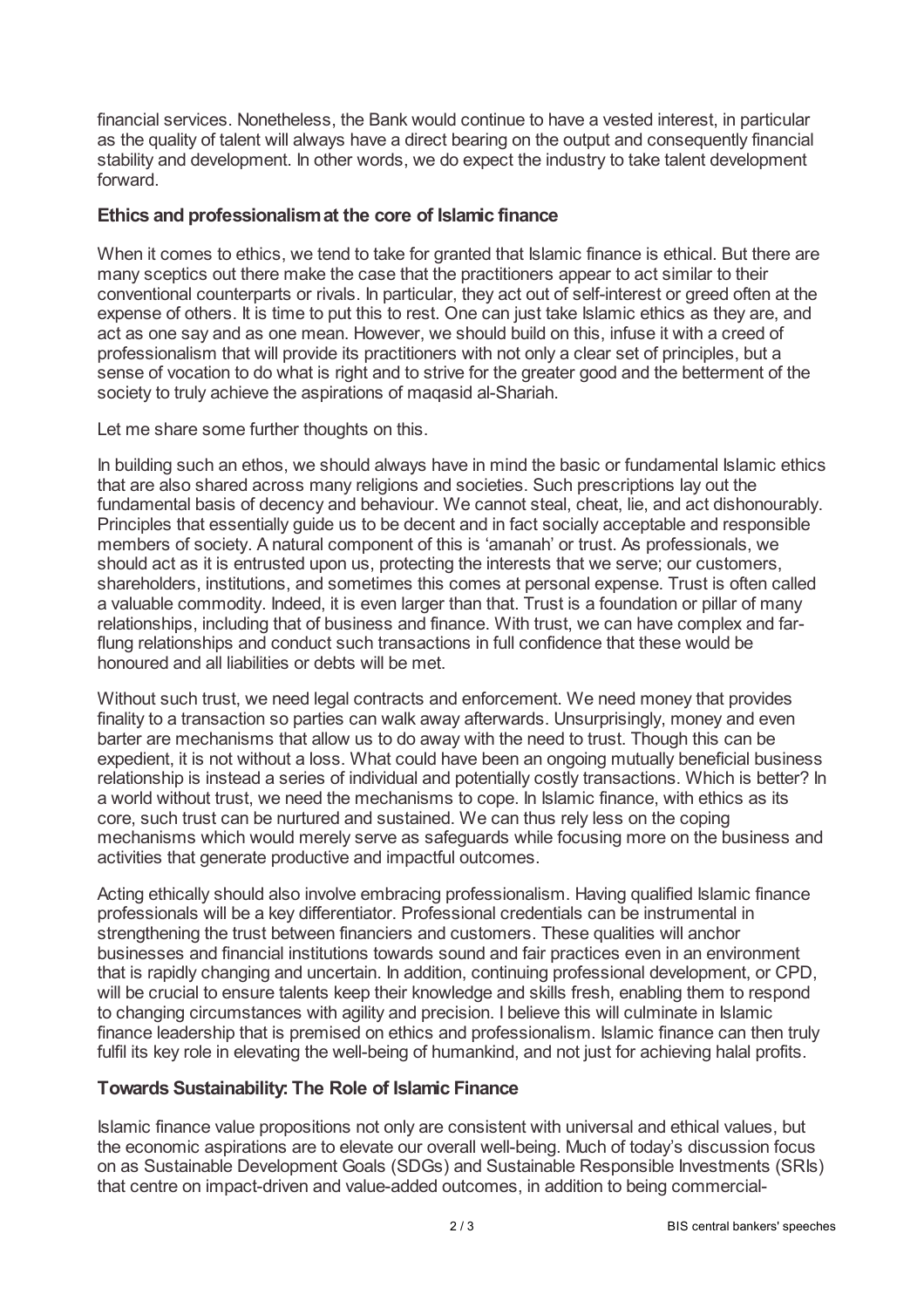financial services. Nonetheless, the Bank would continue to have a vested interest, in particular as the quality of talent will always have a direct bearing on the output and consequently financial stability and development. In other words, we do expect the industry to take talent development forward.

## Ethics and professionalism at the core of Islamic finance

When it comes to ethics, we tend to take for granted that Islamic finance is ethical. But there are many sceptics out there make the case that the practitioners appear to act similar to their conventional counterparts or rivals. In particular, they act out of self-interest or greed often at the expense of others. It is time to put this to rest. One can just take Islamic ethics as they are, and act as one say and as one mean. However, we should build on this, infuse it with a creed of professionalism that will provide its practitioners with not only a clear set of principles, but a sense of vocation to do what is right and to strive for the greater good and the betterment of the society to truly achieve the aspirations of maqasid al-Shariah.

Let me share some further thoughts on this.

In building such an ethos, we should always have in mind the basic or fundamental Islamic ethics that are also shared across many religions and societies. Such prescriptions lay out the fundamental basis of decency and behaviour. We cannot steal, cheat, lie, and act dishonourably. Principles that essentially guide us to be decent and in fact socially acceptable and responsible members of society. A natural component of this is 'amanah' or trust. As professionals, we should act as it is entrusted upon us, protecting the interests that we serve; our customers, shareholders, institutions, and sometimes this comes at personal expense. Trust is often called a valuable commodity. Indeed, it is even larger than that. Trust is a foundation or pillar of many relationships, including that of business and finance. With trust, we can have complex and far-flung relationships and conduct such transactions in full confidence that these would be honoured and all liabilities or debts will be met.

Without such trust, we need legal contracts and enforcement. We need money that provides finality to a transaction so parties can walk away afterwards. Unsurprisingly, money and even barter are mechanisms that allow us to do away with the need to trust. Though this can be expedient, it is not without a loss. What could have been an ongoing mutually beneficial business relationship is instead a series of individual and potentially costly transactions. Which is better? In a world without trust, we need the mechanisms to cope. In Islamic finance, with ethics as its core, such trust can be nurtured and sustained. We can thus rely less on the coping mechanisms which would merely serve as safeguards while focusing more on the business and activities that generate productive and impactful outcomes.

Acting ethically should also involve embracing professionalism. Having qualified Islamic finance professionals will be a key differentiator. Professional credentials can be instrumental in strengthening the trust between financiers and customers. These qualities will anchor businesses and financial institutions towards sound and fair practices even in an environment that is rapidly changing and uncertain. In addition, continuing professional development, or CPD, will be crucial to ensure talents keep their knowledge and skills fresh, enabling them to respond to changing circumstances with agility and precision. I believe this will culminate in Islamic finance leadership that is premised on ethics and professionalism. Islamic finance can then truly fulfil its key role in elevating the well-being of humankind, and not just for achieving halal profits.

## Towards Sustainability: The Role of Islamic Finance

Islamic finance value propositions not only are consistent with universal and ethical values, but the economic aspirations are to elevate our overall well-being. Much of today's discussion focus on as Sustainable Development Goals (SDGs) and Sustainable Responsible Investments (SRIs) that centre on impact-driven and value-added outcomes, in addition to being commercial-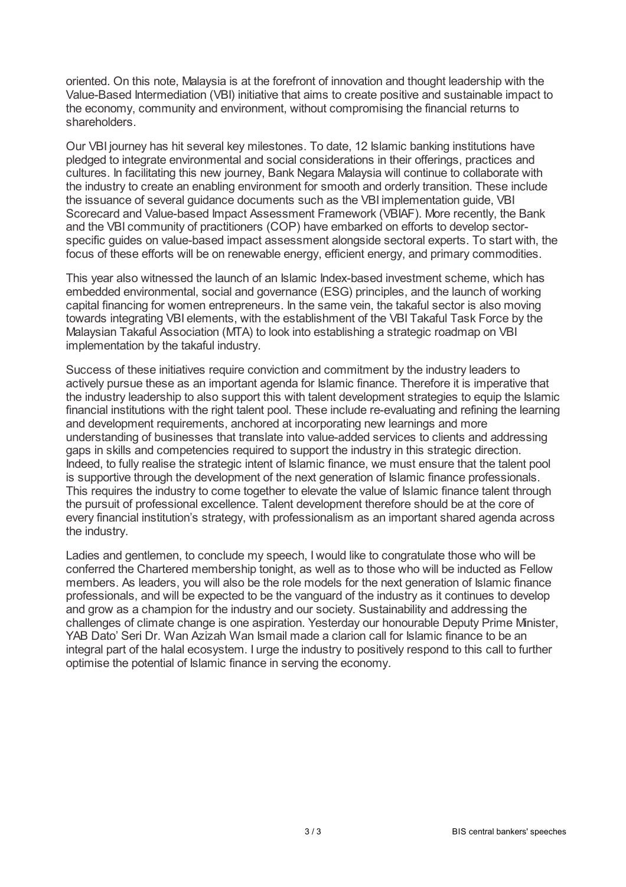oriented. On this note, Malaysia is at the forefront of innovation and thought leadership with the Value-Based Intermediation (VBI) initiative that aims to create positive and sustainable impact to the economy, community and environment, without compromising the financial returns to shareholders.

Our VBI journey has hit several key milestones. To date, 12 Islamic banking institutions have pledged to integrate environmental and social considerations in their offerings, practices and cultures. In facilitating this new journey, Bank Negara Malaysia will continue to collaborate with the industry to create an enabling environment for smooth and orderly transition. These include the issuance of several guidance documents such as the VBI implementation guide, VBI Scorecard and Value-based Impact Assessment Framework (VBIAF). More recently, the Bank and the VBI community of practitioners (COP) have embarked on efforts to develop sector-specific guides on value-based impact assessment alongside sectoral experts. To start with, the focus of these efforts will be on renewable energy, efficient energy, and primary commodities.

This year also witnessed the launch of an Islamic Index-based investment scheme, which has embedded environmental, social and governance (ESG) principles, and the launch of working capital financing for women entrepreneurs. In the same vein, the takaful sector is also moving towards integrating VBI elements, with the establishment of the VBI Takaful Task Force by the Malaysian Takaful Association (MTA) to look into establishing a strategic roadmap on VBI implementation by the takaful industry.

Success of these initiatives require conviction and commitment by the industry leaders to actively pursue these as an important agenda for Islamic finance. Therefore it is imperative that the industry leadership to also support this with talent development strategies to equip the Islamic financial institutions with the right talent pool. These include re-evaluating and refining the learning and development requirements, anchored at incorporating new learnings and more understanding of businesses that translate into value-added services to clients and addressing gaps in skills and competencies required to support the industry in this strategic direction. Indeed, to fully realise the strategic intent of Islamic finance, we must ensure that the talent pool is supportive through the development of the next generation of Islamic finance professionals. This requires the industry to come together to elevate the value of Islamic finance talent through the pursuit of professional excellence. Talent development therefore should be at the core of every financial institution's strategy, with professionalism as an important shared agenda across the industry.

Ladies and gentlemen, to conclude my speech, I would like to congratulate those who will be conferred the Chartered membership tonight, as well as to those who will be inducted as Fellow members. As leaders, you will also be the role models for the next generation of Islamic finance professionals, and will be expected to be the vanguard of the industry as it continues to develop and grow as a champion for the industry and our society. Sustainability and addressing the challenges of climate change is one aspiration. Yesterday our honourable Deputy Prime Minister, YAB Dato' Seri Dr. Wan Azizah Wan Ismail made a clarion call for Islamic finance to be an integral part of the halal ecosystem. I urge the industry to positively respond to this call to further optimise the potential of Islamic finance in serving the economy.